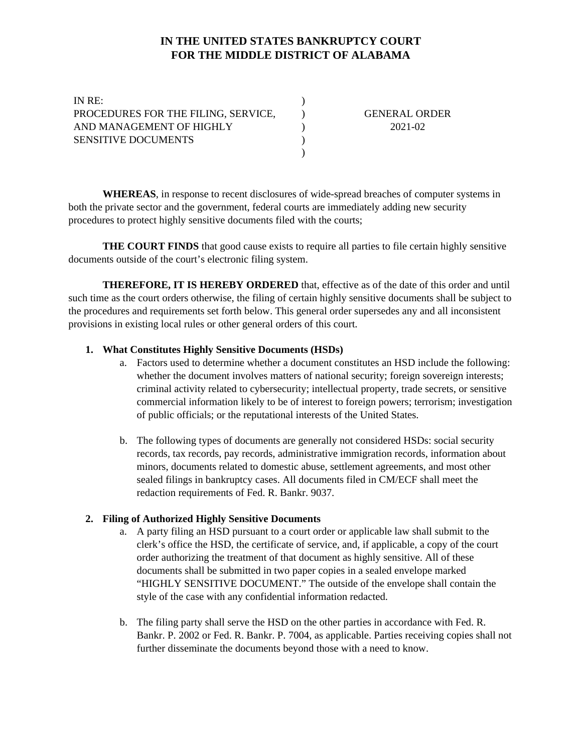# IN THE UNITED STATES BANKRUPTCY COURT FOR THE MIDDLE DISTRICT OF ALABAMA

IN RE:
PROCEDURES FOR THE FILING, SERVICE, AND MANAGEMENT OF HIGHLY SENSITIVE DOCUMENTS

GENERAL ORDER 2021-02

**WHEREAS**, in response to recent disclosures of wide-spread breaches of computer systems in both the private sector and the government, federal courts are immediately adding new security procedures to protect highly sensitive documents filed with the courts;

**THE COURT FINDS** that good cause exists to require all parties to file certain highly sensitive documents outside of the court's electronic filing system.

**THEREFORE, IT IS HEREBY ORDERED** that, effective as of the date of this order and until such time as the court orders otherwise, the filing of certain highly sensitive documents shall be subject to the procedures and requirements set forth below. This general order supersedes any and all inconsistent provisions in existing local rules or other general orders of this court.

1. **What Constitutes Highly Sensitive Documents (HSDs)**
   a. Factors used to determine whether a document constitutes an HSD include the following: whether the document involves matters of national security; foreign sovereign interests; criminal activity related to cybersecurity; intellectual property, trade secrets, or sensitive commercial information likely to be of interest to foreign powers; terrorism; investigation of public officials; or the reputational interests of the United States.

   b. The following types of documents are generally not considered HSDs: social security records, tax records, pay records, administrative immigration records, information about minors, documents related to domestic abuse, settlement agreements, and most other sealed filings in bankruptcy cases. All documents filed in CM/ECF shall meet the redaction requirements of Fed. R. Bankr. 9037.

2. **Filing of Authorized Highly Sensitive Documents**
   a. A party filing an HSD pursuant to a court order or applicable law shall submit to the clerk's office the HSD, the certificate of service, and, if applicable, a copy of the court order authorizing the treatment of that document as highly sensitive. All of these documents shall be submitted in two paper copies in a sealed envelope marked "HIGHLY SENSITIVE DOCUMENT." The outside of the envelope shall contain the style of the case with any confidential information redacted.

   b. The filing party shall serve the HSD on the other parties in accordance with Fed. R. Bankr. P. 2002 or Fed. R. Bankr. P. 7004, as applicable. Parties receiving copies shall not further disseminate the documents beyond those with a need to know.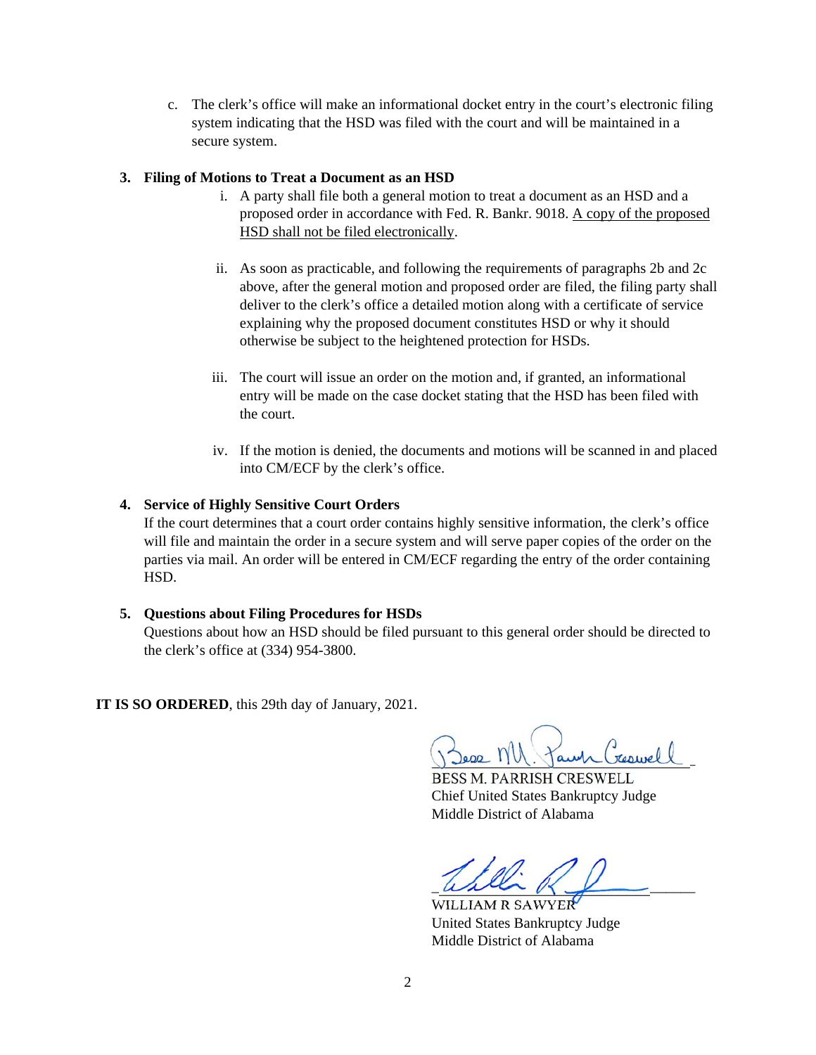c. The clerk's office will make an informational docket entry in the court's electronic filing system indicating that the HSD was filed with the court and will be maintained in a secure system.

**3. Filing of Motions to Treat a Document as an HSD**

i. A party shall file both a general motion to treat a document as an HSD and a proposed order in accordance with Fed. R. Bankr. 9018. <u>A copy of the proposed HSD shall not be filed electronically</u>.

ii. As soon as practicable, and following the requirements of paragraphs 2b and 2c above, after the general motion and proposed order are filed, the filing party shall deliver to the clerk's office a detailed motion along with a certificate of service explaining why the proposed document constitutes HSD or why it should otherwise be subject to the heightened protection for HSDs.

iii. The court will issue an order on the motion and, if granted, an informational entry will be made on the case docket stating that the HSD has been filed with the court.

iv. If the motion is denied, the documents and motions will be scanned in and placed into CM/ECF by the clerk's office.

**4. Service of Highly Sensitive Court Orders**

If the court determines that a court order contains highly sensitive information, the clerk's office will file and maintain the order in a secure system and will serve paper copies of the order on the parties via mail. An order will be entered in CM/ECF regarding the entry of the order containing HSD.

**5. Questions about Filing Procedures for HSDs**

Questions about how an HSD should be filed pursuant to this general order should be directed to the clerk's office at (334) 954-3800.

**IT IS SO ORDERED**, this 29th day of January, 2021.

BESS M. PARRISH CRESWELL
Chief United States Bankruptcy Judge
Middle District of Alabama

WILLIAM R SAWYER
United States Bankruptcy Judge
Middle District of Alabama